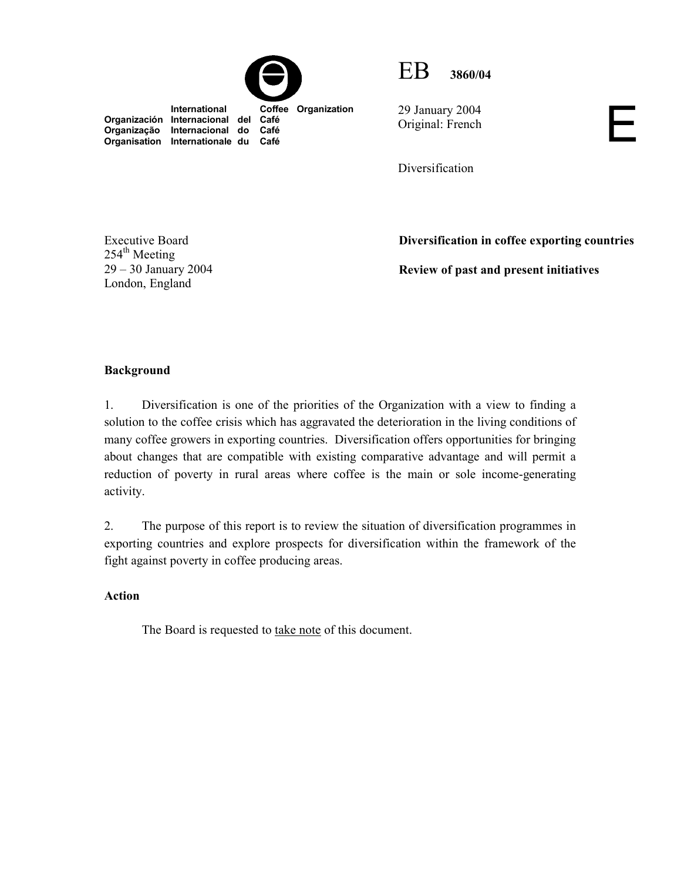International Coffee Organization
Organización Internacional del Café
Organização Internacional do Café
Organisation Internationale du Café

EB 3860/04

29 January 2004
Original: French

E

Diversification

Executive Board
254th Meeting
29 – 30 January 2004
London, England

**Diversification in coffee exporting countries**

**Review of past and present initiatives**

**Background**

1. Diversification is one of the priorities of the Organization with a view to finding a solution to the coffee crisis which has aggravated the deterioration in the living conditions of many coffee growers in exporting countries. Diversification offers opportunities for bringing about changes that are compatible with existing comparative advantage and will permit a reduction of poverty in rural areas where coffee is the main or sole income-generating activity.

2. The purpose of this report is to review the situation of diversification programmes in exporting countries and explore prospects for diversification within the framework of the fight against poverty in coffee producing areas.

**Action**

The Board is requested to take note of this document.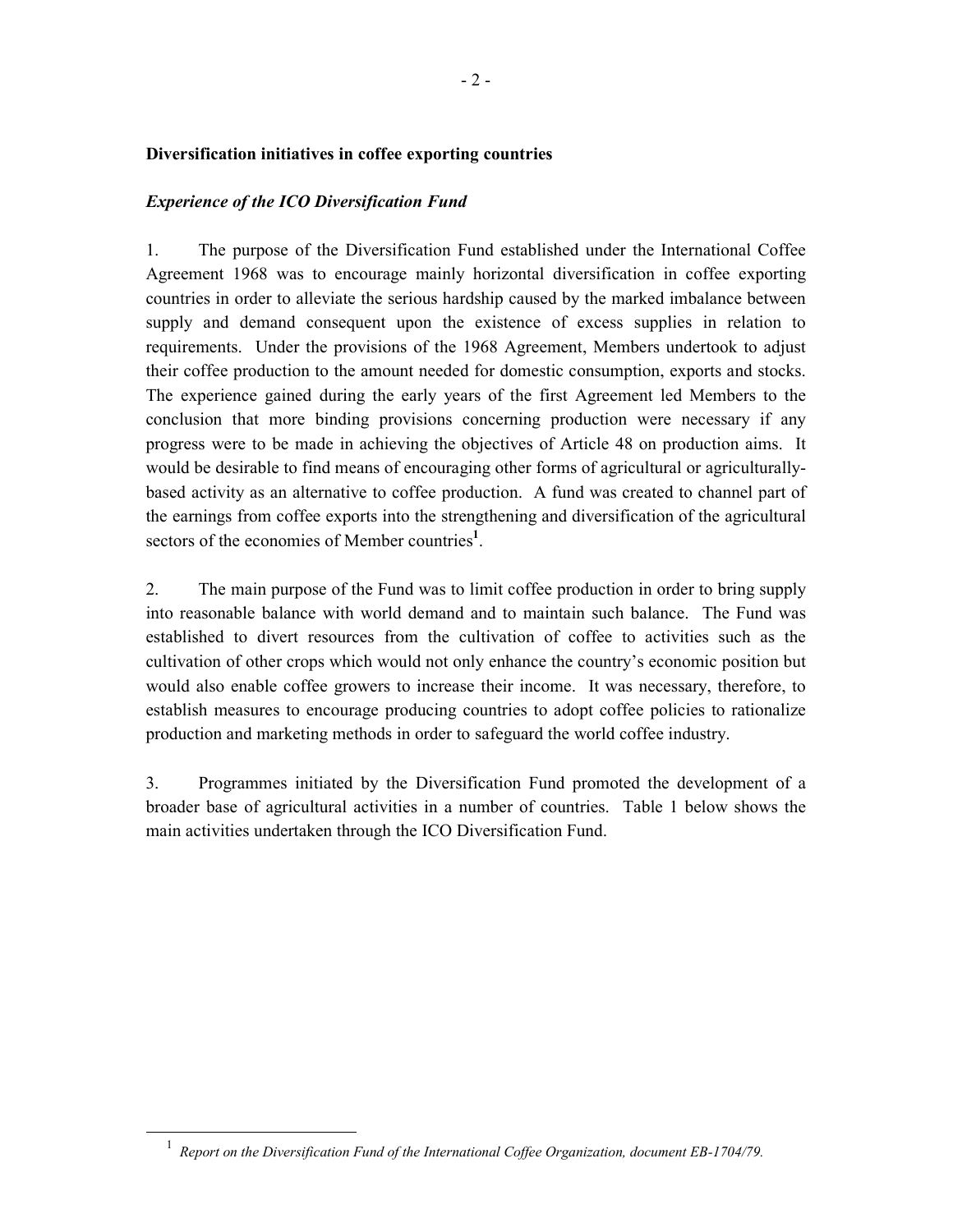## Diversification initiatives in coffee exporting countries

### *Experience of the ICO Diversification Fund*

1. The purpose of the Diversification Fund established under the International Coffee Agreement 1968 was to encourage mainly horizontal diversification in coffee exporting countries in order to alleviate the serious hardship caused by the marked imbalance between supply and demand consequent upon the existence of excess supplies in relation to requirements. Under the provisions of the 1968 Agreement, Members undertook to adjust their coffee production to the amount needed for domestic consumption, exports and stocks. The experience gained during the early years of the first Agreement led Members to the conclusion that more binding provisions concerning production were necessary if any progress were to be made in achieving the objectives of Article 48 on production aims. It would be desirable to find means of encouraging other forms of agricultural or agriculturally-based activity as an alternative to coffee production. A fund was created to channel part of the earnings from coffee exports into the strengthening and diversification of the agricultural sectors of the economies of Member countries[1].

2. The main purpose of the Fund was to limit coffee production in order to bring supply into reasonable balance with world demand and to maintain such balance. The Fund was established to divert resources from the cultivation of coffee to activities such as the cultivation of other crops which would not only enhance the country's economic position but would also enable coffee growers to increase their income. It was necessary, therefore, to establish measures to encourage producing countries to adopt coffee policies to rationalize production and marketing methods in order to safeguard the world coffee industry.

3. Programmes initiated by the Diversification Fund promoted the development of a broader base of agricultural activities in a number of countries. Table 1 below shows the main activities undertaken through the ICO Diversification Fund.

[1] *Report on the Diversification Fund of the International Coffee Organization, document EB-1704/79.*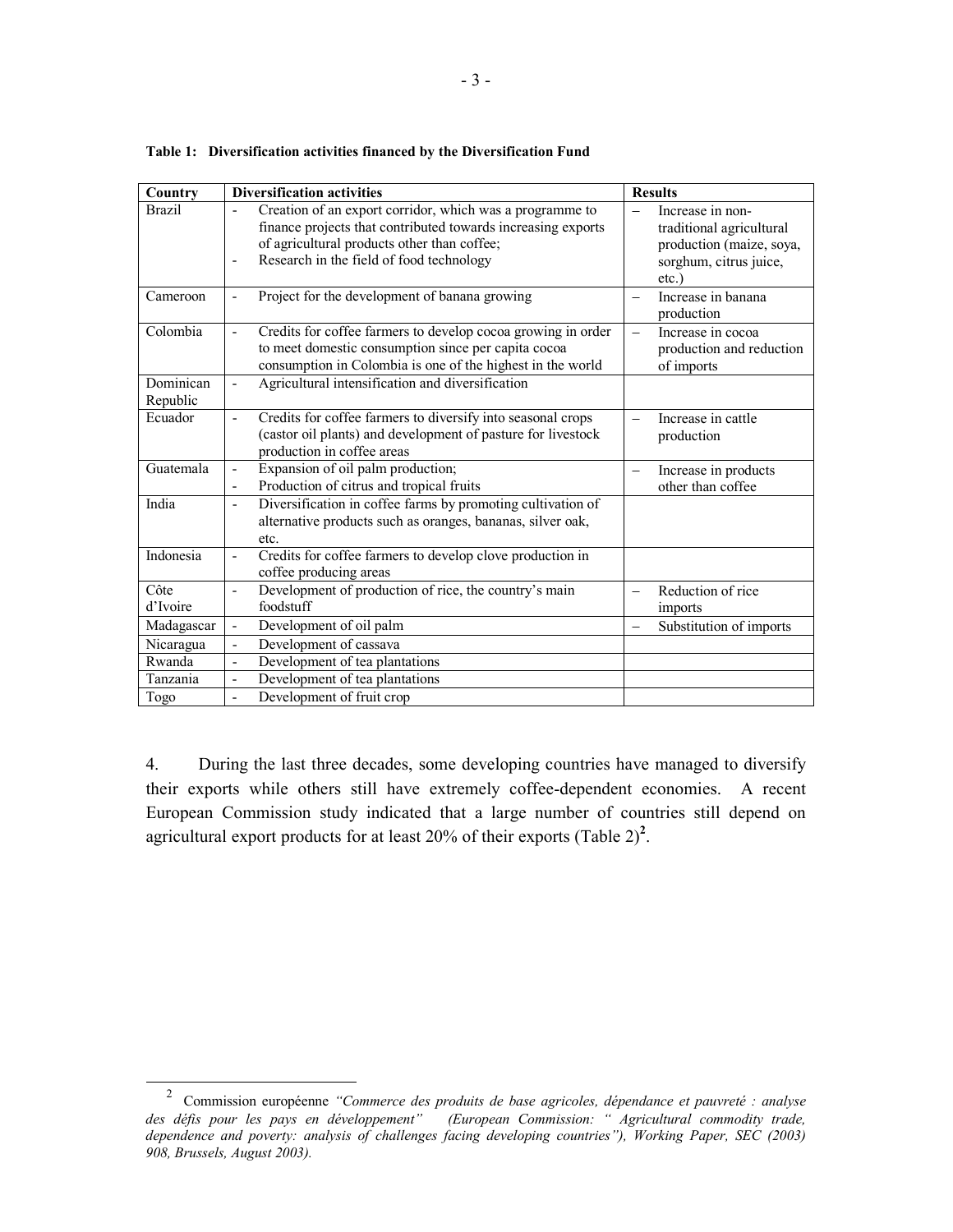**Table 1: Diversification activities financed by the Diversification Fund**

| Country | Diversification activities | Results |
|---|---|---|
| Brazil | - Creation of an export corridor, which was a programme to finance projects that contributed towards increasing exports of agricultural products other than coffee;<br>- Research in the field of food technology | – Increase in non-traditional agricultural production (maize, soya, sorghum, citrus juice, etc.) |
| Cameroon | - Project for the development of banana growing | – Increase in banana production |
| Colombia | - Credits for coffee farmers to develop cocoa growing in order to meet domestic consumption since per capita cocoa consumption in Colombia is one of the highest in the world | – Increase in cocoa production and reduction of imports |
| Dominican Republic | - Agricultural intensification and diversification | |
| Ecuador | - Credits for coffee farmers to diversify into seasonal crops (castor oil plants) and development of pasture for livestock production in coffee areas | – Increase in cattle production |
| Guatemala | - Expansion of oil palm production;<br>- Production of citrus and tropical fruits | – Increase in products other than coffee |
| India | - Diversification in coffee farms by promoting cultivation of alternative products such as oranges, bananas, silver oak, etc. | |
| Indonesia | - Credits for coffee farmers to develop clove production in coffee producing areas | |
| Côte d'Ivoire | - Development of production of rice, the country's main foodstuff | – Reduction of rice imports |
| Madagascar | - Development of oil palm | – Substitution of imports |
| Nicaragua | - Development of cassava | |
| Rwanda | - Development of tea plantations | |
| Tanzania | - Development of tea plantations | |
| Togo | - Development of fruit crop | |

4. During the last three decades, some developing countries have managed to diversify their exports while others still have extremely coffee-dependent economies. A recent European Commission study indicated that a large number of countries still depend on agricultural export products for at least 20% of their exports (Table 2)[2].

[2] Commission européenne *"Commerce des produits de base agricoles, dépendance et pauvreté : analyse des défis pour les pays en développement" (European Commission: " Agricultural commodity trade, dependence and poverty: analysis of challenges facing developing countries"), Working Paper, SEC (2003) 908, Brussels, August 2003).*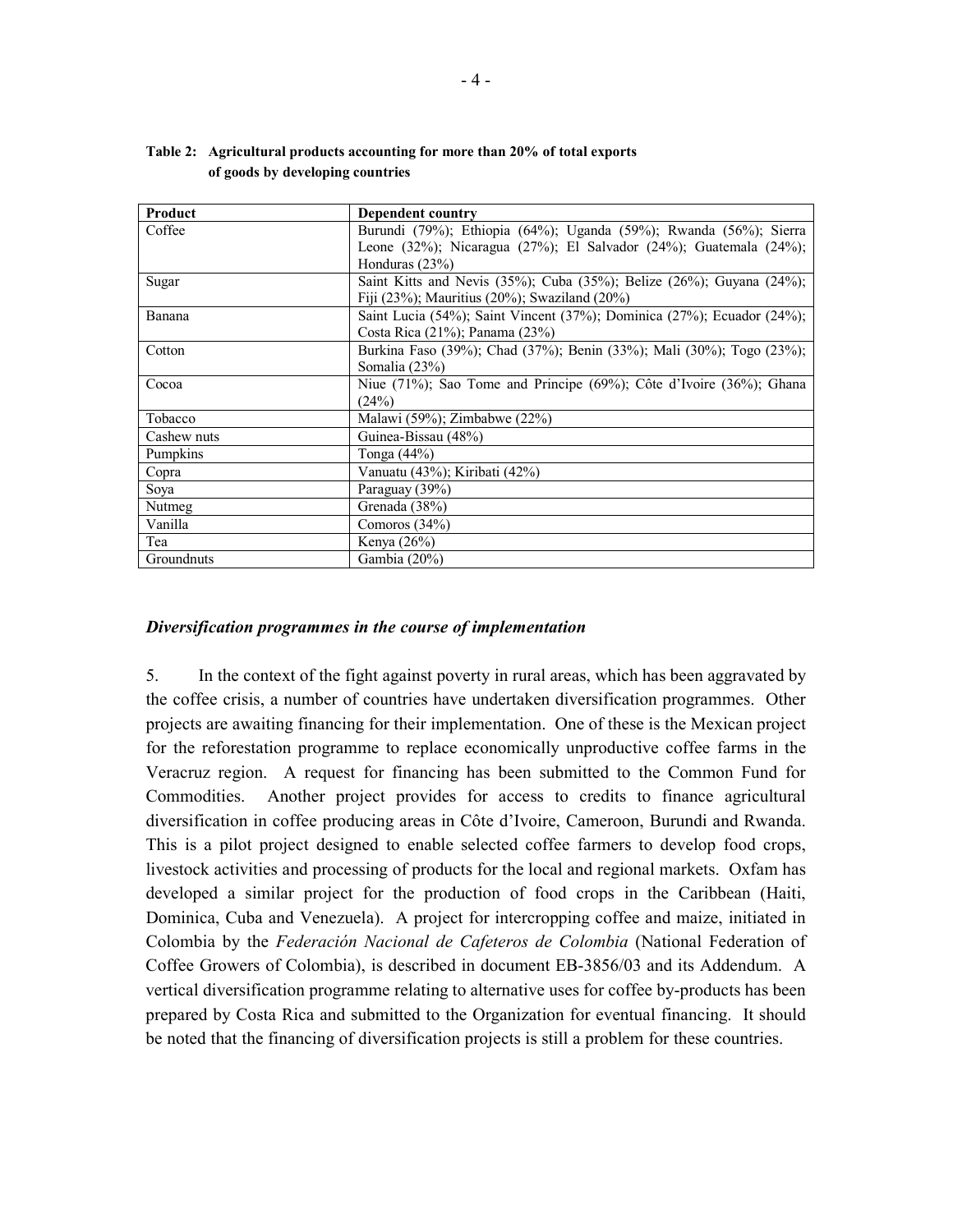**Table 2: Agricultural products accounting for more than 20% of total exports of goods by developing countries**

| Product | Dependent country |
|---|---|
| Coffee | Burundi (79%); Ethiopia (64%); Uganda (59%); Rwanda (56%); Sierra Leone (32%); Nicaragua (27%); El Salvador (24%); Guatemala (24%); Honduras (23%) |
| Sugar | Saint Kitts and Nevis (35%); Cuba (35%); Belize (26%); Guyana (24%); Fiji (23%); Mauritius (20%); Swaziland (20%) |
| Banana | Saint Lucia (54%); Saint Vincent (37%); Dominica (27%); Ecuador (24%); Costa Rica (21%); Panama (23%) |
| Cotton | Burkina Faso (39%); Chad (37%); Benin (33%); Mali (30%); Togo (23%); Somalia (23%) |
| Cocoa | Niue (71%); Sao Tome and Principe (69%); Côte d'Ivoire (36%); Ghana (24%) |
| Tobacco | Malawi (59%); Zimbabwe (22%) |
| Cashew nuts | Guinea-Bissau (48%) |
| Pumpkins | Tonga (44%) |
| Copra | Vanuatu (43%); Kiribati (42%) |
| Soya | Paraguay (39%) |
| Nutmeg | Grenada (38%) |
| Vanilla | Comoros (34%) |
| Tea | Kenya (26%) |
| Groundnuts | Gambia (20%) |

### *Diversification programmes in the course of implementation*

5. In the context of the fight against poverty in rural areas, which has been aggravated by the coffee crisis, a number of countries have undertaken diversification programmes. Other projects are awaiting financing for their implementation. One of these is the Mexican project for the reforestation programme to replace economically unproductive coffee farms in the Veracruz region. A request for financing has been submitted to the Common Fund for Commodities. Another project provides for access to credits to finance agricultural diversification in coffee producing areas in Côte d'Ivoire, Cameroon, Burundi and Rwanda. This is a pilot project designed to enable selected coffee farmers to develop food crops, livestock activities and processing of products for the local and regional markets. Oxfam has developed a similar project for the production of food crops in the Caribbean (Haiti, Dominica, Cuba and Venezuela). A project for intercropping coffee and maize, initiated in Colombia by the *Federación Nacional de Cafeteros de Colombia* (National Federation of Coffee Growers of Colombia), is described in document EB-3856/03 and its Addendum. A vertical diversification programme relating to alternative uses for coffee by-products has been prepared by Costa Rica and submitted to the Organization for eventual financing. It should be noted that the financing of diversification projects is still a problem for these countries.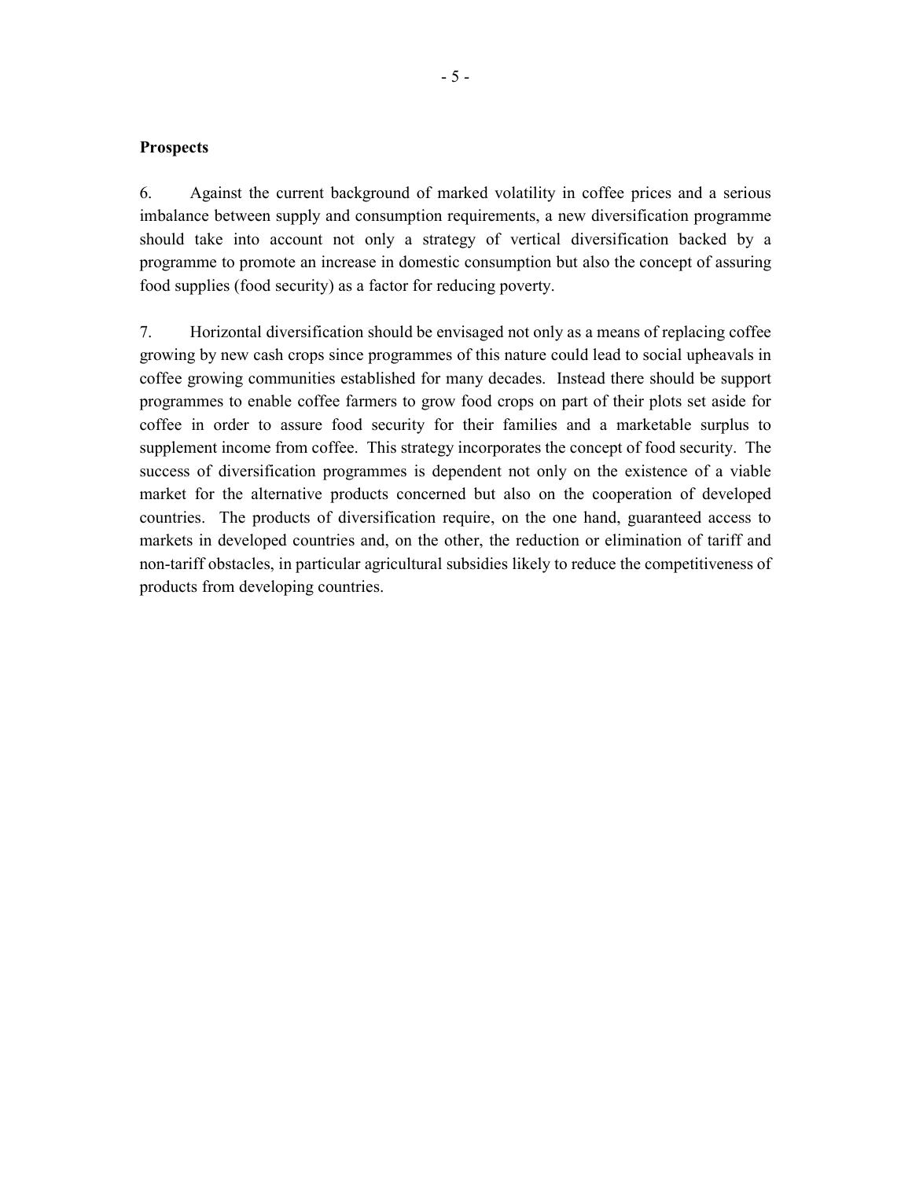**Prospects**

6. Against the current background of marked volatility in coffee prices and a serious imbalance between supply and consumption requirements, a new diversification programme should take into account not only a strategy of vertical diversification backed by a programme to promote an increase in domestic consumption but also the concept of assuring food supplies (food security) as a factor for reducing poverty.

7. Horizontal diversification should be envisaged not only as a means of replacing coffee growing by new cash crops since programmes of this nature could lead to social upheavals in coffee growing communities established for many decades. Instead there should be support programmes to enable coffee farmers to grow food crops on part of their plots set aside for coffee in order to assure food security for their families and a marketable surplus to supplement income from coffee. This strategy incorporates the concept of food security. The success of diversification programmes is dependent not only on the existence of a viable market for the alternative products concerned but also on the cooperation of developed countries. The products of diversification require, on the one hand, guaranteed access to markets in developed countries and, on the other, the reduction or elimination of tariff and non-tariff obstacles, in particular agricultural subsidies likely to reduce the competitiveness of products from developing countries.